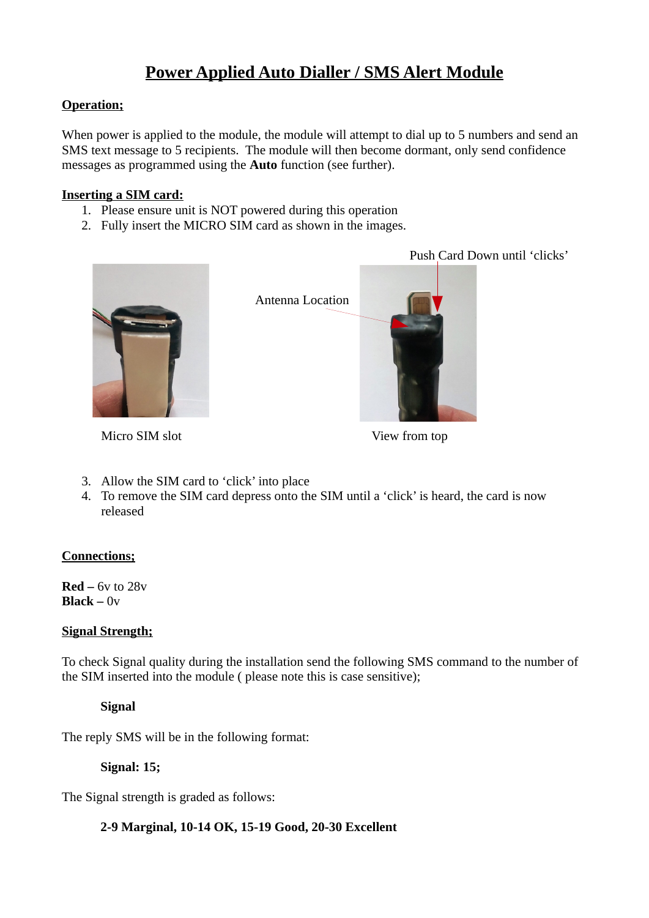# Power Applied Auto Dialler / SMS Alert Module

**Operation;**

When power is applied to the module, the module will attempt to dial up to 5 numbers and send an SMS text message to 5 recipients. The module will then become dormant, only send confidence messages as programmed using the **Auto** function (see further).

**Inserting a SIM card:**

1. Please ensure unit is NOT powered during this operation
2. Fully insert the MICRO SIM card as shown in the images.

Push Card Down until 'clicks'

Antenna Location

Micro SIM slot

View from top

3. Allow the SIM card to 'click' into place
4. To remove the SIM card depress onto the SIM until a 'click' is heard, the card is now released

**Connections;**

**Red –** 6v to 28v
**Black –** 0v

**Signal Strength;**

To check Signal quality during the installation send the following SMS command to the number of the SIM inserted into the module ( please note this is case sensitive);

**Signal**

The reply SMS will be in the following format:

**Signal: 15;**

The Signal strength is graded as follows:

**2-9 Marginal, 10-14 OK, 15-19 Good, 20-30 Excellent**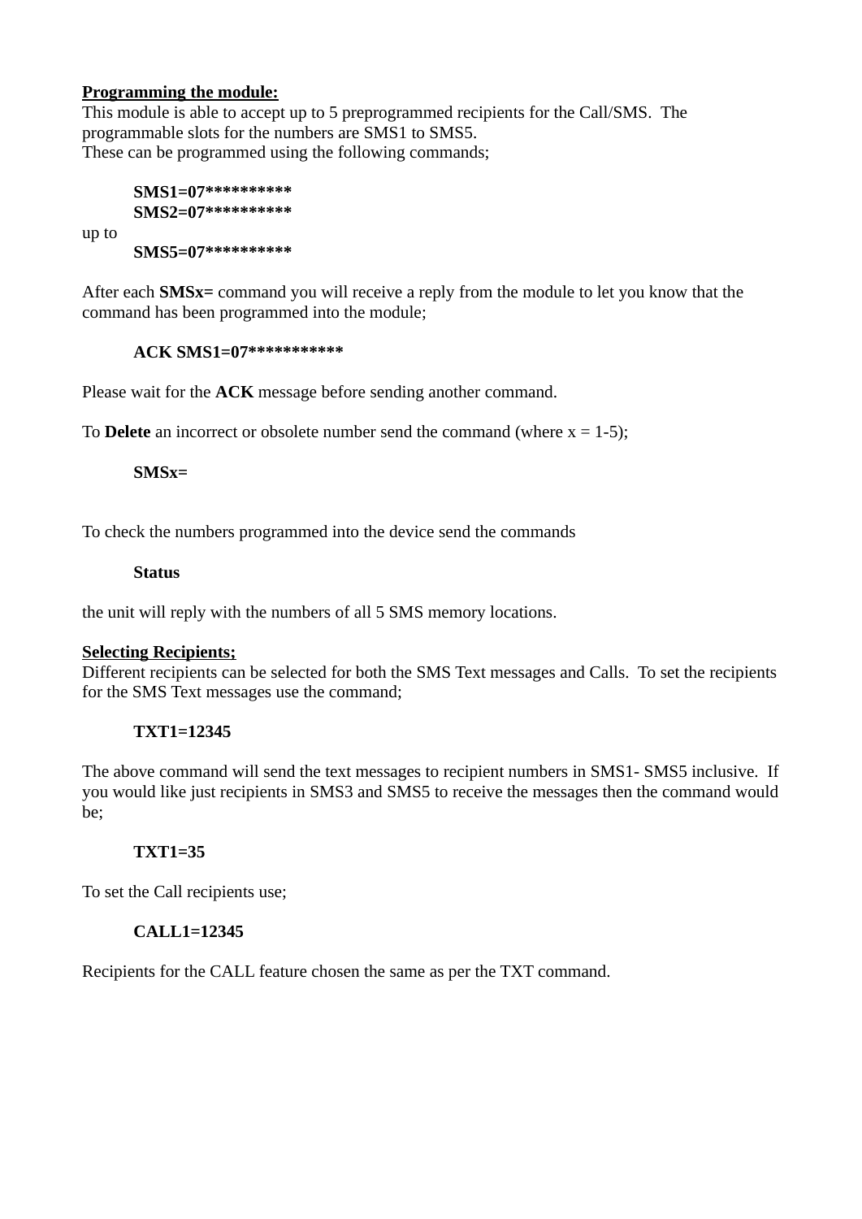<u>**Programming the module:**</u>
This module is able to accept up to 5 preprogrammed recipients for the Call/SMS. The programmable slots for the numbers are SMS1 to SMS5.
These can be programmed using the following commands;

**SMS1=07**********
**SMS2=07**********

up to

**SMS5=07**********

After each **SMSx=** command you will receive a reply from the module to let you know that the command has been programmed into the module;

**ACK SMS1=07************

Please wait for the **ACK** message before sending another command.

To **Delete** an incorrect or obsolete number send the command (where x = 1-5);

**SMSx=**

To check the numbers programmed into the device send the commands

**Status**

the unit will reply with the numbers of all 5 SMS memory locations.

<u>**Selecting Recipients;**</u>
Different recipients can be selected for both the SMS Text messages and Calls. To set the recipients for the SMS Text messages use the command;

**TXT1=12345**

The above command will send the text messages to recipient numbers in SMS1- SMS5 inclusive. If you would like just recipients in SMS3 and SMS5 to receive the messages then the command would be;

**TXT1=35**

To set the Call recipients use;

**CALL1=12345**

Recipients for the CALL feature chosen the same as per the TXT command.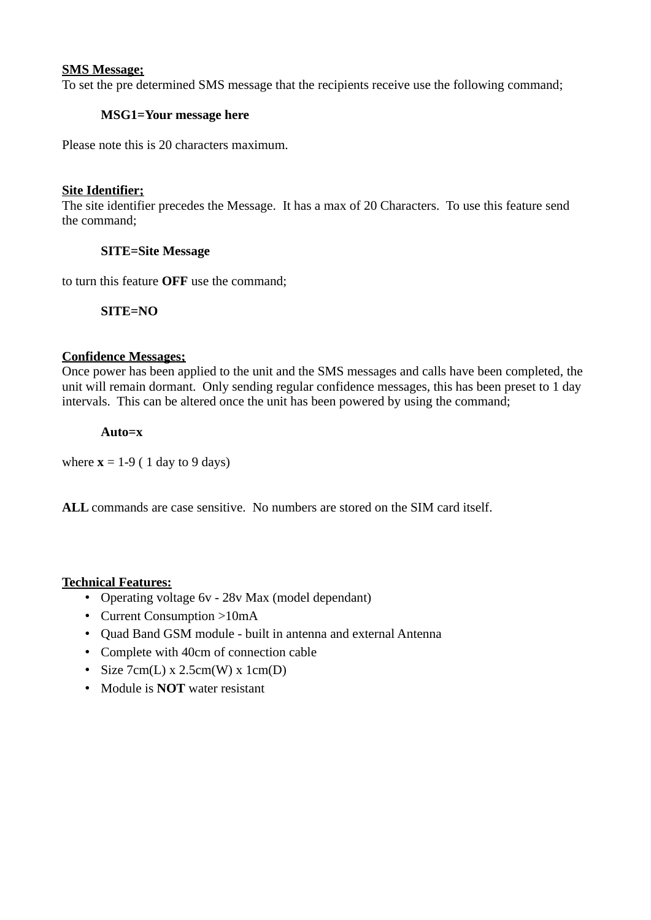**<u>SMS Message;</u>**
To set the pre determined SMS message that the recipients receive use the following command;

**MSG1=Your message here**

Please note this is 20 characters maximum.

**<u>Site Identifier;</u>**
The site identifier precedes the Message. It has a max of 20 Characters. To use this feature send the command;

**SITE=Site Message**

to turn this feature **OFF** use the command;

**SITE=NO**

**<u>Confidence Messages;</u>**
Once power has been applied to the unit and the SMS messages and calls have been completed, the unit will remain dormant. Only sending regular confidence messages, this has been preset to 1 day intervals. This can be altered once the unit has been powered by using the command;

**Auto=x**

where **x** = 1-9 ( 1 day to 9 days)

**ALL** commands are case sensitive. No numbers are stored on the SIM card itself.

**<u>Technical Features:</u>**

- Operating voltage 6v - 28v Max (model dependant)
- Current Consumption >10mA
- Quad Band GSM module - built in antenna and external Antenna
- Complete with 40cm of connection cable
- Size 7cm(L) x 2.5cm(W) x 1cm(D)
- Module is **NOT** water resistant